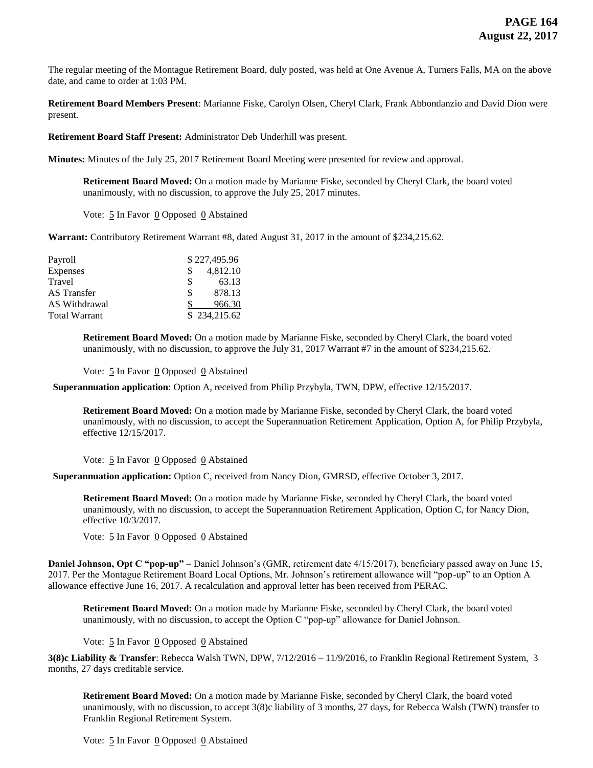The regular meeting of the Montague Retirement Board, duly posted, was held at One Avenue A, Turners Falls, MA on the above date, and came to order at 1:03 PM.

**Retirement Board Members Present**: Marianne Fiske, Carolyn Olsen, Cheryl Clark, Frank Abbondanzio and David Dion were present.

**Retirement Board Staff Present:** Administrator Deb Underhill was present.

**Minutes:** Minutes of the July 25, 2017 Retirement Board Meeting were presented for review and approval.

> **Retirement Board Moved:** On a motion made by Marianne Fiske, seconded by Cheryl Clark, the board voted unanimously, with no discussion, to approve the July 25, 2017 minutes.
>
> Vote: 5 In Favor 0 Opposed 0 Abstained

**Warrant:** Contributory Retirement Warrant #8, dated August 31, 2017 in the amount of $234,215.62.

| | |
|---|---|
| Payroll | $ 227,495.96 |
| Expenses | $ 4,812.10 |
| Travel | $ 63.13 |
| AS Transfer | $ 878.13 |
| AS Withdrawal | $ 966.30 |
| Total Warrant | $ 234,215.62 |

> **Retirement Board Moved:** On a motion made by Marianne Fiske, seconded by Cheryl Clark, the board voted unanimously, with no discussion, to approve the July 31, 2017 Warrant #7 in the amount of $234,215.62.
>
> Vote: 5 In Favor 0 Opposed 0 Abstained

**Superannuation application**: Option A, received from Philip Przybyla, TWN, DPW, effective 12/15/2017.

> **Retirement Board Moved:** On a motion made by Marianne Fiske, seconded by Cheryl Clark, the board voted unanimously, with no discussion, to accept the Superannuation Retirement Application, Option A, for Philip Przybyla, effective 12/15/2017.
>
> Vote: 5 In Favor 0 Opposed 0 Abstained

**Superannuation application:** Option C, received from Nancy Dion, GMRSD, effective October 3, 2017.

> **Retirement Board Moved:** On a motion made by Marianne Fiske, seconded by Cheryl Clark, the board voted unanimously, with no discussion, to accept the Superannuation Retirement Application, Option C, for Nancy Dion, effective 10/3/2017.
>
> Vote: 5 In Favor 0 Opposed 0 Abstained

**Daniel Johnson, Opt C "pop-up"** – Daniel Johnson's (GMR, retirement date 4/15/2017), beneficiary passed away on June 15, 2017. Per the Montague Retirement Board Local Options, Mr. Johnson's retirement allowance will "pop-up" to an Option A allowance effective June 16, 2017. A recalculation and approval letter has been received from PERAC.

> **Retirement Board Moved:** On a motion made by Marianne Fiske, seconded by Cheryl Clark, the board voted unanimously, with no discussion, to accept the Option C "pop-up" allowance for Daniel Johnson.
>
> Vote: 5 In Favor 0 Opposed 0 Abstained

**3(8)c Liability & Transfer**: Rebecca Walsh TWN, DPW, 7/12/2016 – 11/9/2016, to Franklin Regional Retirement System, 3 months, 27 days creditable service.

> **Retirement Board Moved:** On a motion made by Marianne Fiske, seconded by Cheryl Clark, the board voted unanimously, with no discussion, to accept 3(8)c liability of 3 months, 27 days, for Rebecca Walsh (TWN) transfer to Franklin Regional Retirement System.
>
> Vote: 5 In Favor 0 Opposed 0 Abstained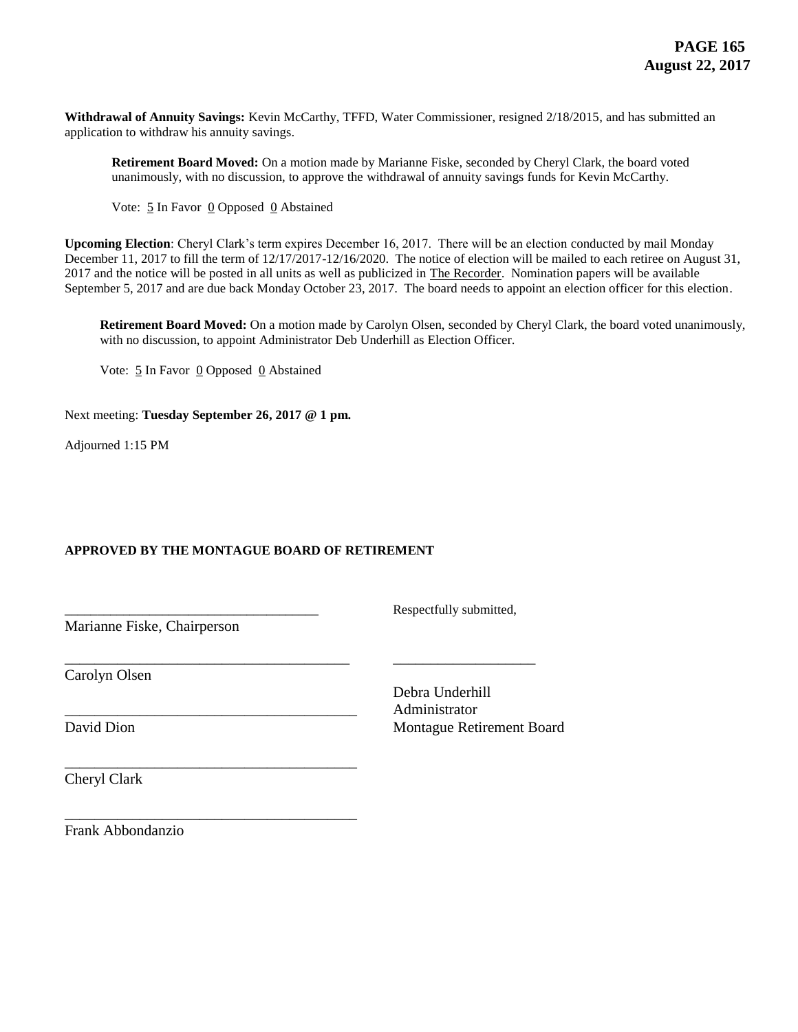**Withdrawal of Annuity Savings:** Kevin McCarthy, TFFD, Water Commissioner, resigned 2/18/2015, and has submitted an application to withdraw his annuity savings.

> **Retirement Board Moved:** On a motion made by Marianne Fiske, seconded by Cheryl Clark, the board voted unanimously, with no discussion, to approve the withdrawal of annuity savings funds for Kevin McCarthy.
>
> Vote: 5 In Favor 0 Opposed 0 Abstained

**Upcoming Election**: Cheryl Clark's term expires December 16, 2017. There will be an election conducted by mail Monday December 11, 2017 to fill the term of 12/17/2017-12/16/2020. The notice of election will be mailed to each retiree on August 31, 2017 and the notice will be posted in all units as well as publicized in The Recorder. Nomination papers will be available September 5, 2017 and are due back Monday October 23, 2017. The board needs to appoint an election officer for this election.

> **Retirement Board Moved:** On a motion made by Carolyn Olsen, seconded by Cheryl Clark, the board voted unanimously, with no discussion, to appoint Administrator Deb Underhill as Election Officer.
>
> Vote: 5 In Favor 0 Opposed 0 Abstained

Next meeting: **Tuesday September 26, 2017 @ 1 pm.**

Adjourned 1:15 PM

**APPROVED BY THE MONTAGUE BOARD OF RETIREMENT**

\_\_\_\_\_\_\_\_\_\_\_\_\_\_\_\_\_\_\_\_\_\_\_\_\_\_\_\_\_\_\_\_\_\_\_\_
Marianne Fiske, Chairperson

\_\_\_\_\_\_\_\_\_\_\_\_\_\_\_\_\_\_\_\_\_\_\_\_\_\_\_\_\_\_\_\_\_\_\_\_\_\_
Carolyn Olsen

\_\_\_\_\_\_\_\_\_\_\_\_\_\_\_\_\_\_\_\_\_\_\_\_\_\_\_\_\_\_\_\_\_\_\_\_\_\_
David Dion

\_\_\_\_\_\_\_\_\_\_\_\_\_\_\_\_\_\_\_\_\_\_\_\_\_\_\_\_\_\_\_\_\_\_\_\_\_\_
Cheryl Clark

\_\_\_\_\_\_\_\_\_\_\_\_\_\_\_\_\_\_\_\_\_\_\_\_\_\_\_\_\_\_\_\_\_\_\_\_\_\_
Frank Abbondanzio

Respectfully submitted,

\_\_\_\_\_\_\_\_\_\_\_\_\_\_\_\_\_\_\_\_

Debra Underhill
Administrator
Montague Retirement Board